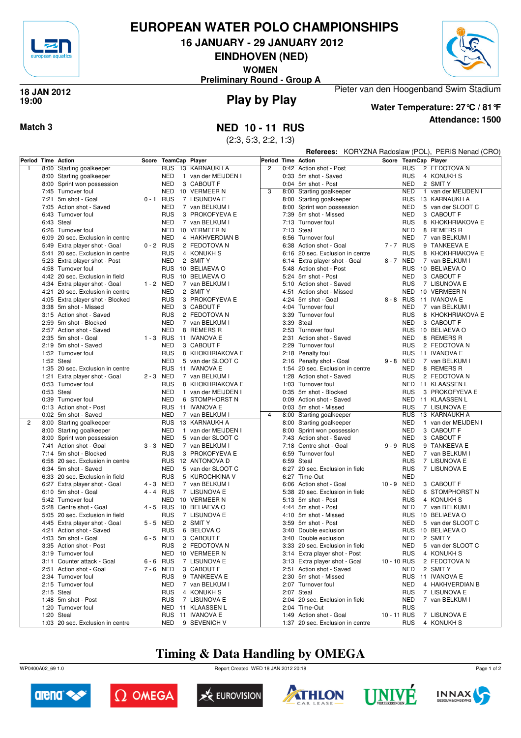# EUROPEAN WATER POLO CHAMPIONSHIPS

## 16 JANUARY - 29 JANUARY 2012

## EINDHOVEN (NED)

**WOMEN**

**Preliminary Round - Group A**

**18 JAN 2012**
**19:00**

## Play by Play

Pieter van den Hoogenband Swim Stadium

**Water Temperature: 27°C / 81°F**

**Attendance: 1500**

**Match 3**

## NED 10 - 11 RUS

(2:3, 5:3, 2:2, 1:3)

**Referees:** KORYZNA Radoslaw (POL), PERIS Nenad (CRO)

| Period | Time | Action | Score | TeamCap | | Player |
|---|---|---|---|---|---|---|
| 1 | 8:00 | Starting goalkeeper | | RUS | 13 | KARNAUKH A |
| | 8:00 | Starting goalkeeper | | NED | 1 | van der MEIJDEN I |
| | 8:00 | Sprint won possession | | NED | 3 | CABOUT F |
| | 7:45 | Turnover foul | | NED | 10 | VERMEER N |
| | 7:21 | 5m shot - Goal | 0 - 1 | RUS | 7 | LISUNOVA E |
| | 7:05 | Action shot - Saved | | NED | 7 | van BELKUM I |
| | 6:43 | Turnover foul | | RUS | 3 | PROKOFYEVA E |
| | 6:43 | Steal | | NED | 7 | van BELKUM I |
| | 6:26 | Turnover foul | | NED | 10 | VERMEER N |
| | 6:09 | 20 sec. Exclusion in centre | | NED | 4 | HAKHVERDIAN B |
| | 5:49 | Extra player shot - Goal | 0 - 2 | RUS | 2 | FEDOTOVA N |
| | 5:41 | 20 sec. Exclusion in centre | | RUS | 4 | KONUKH S |
| | 5:23 | Extra player shot - Post | | NED | 2 | SMIT Y |
| | 4:58 | Turnover foul | | RUS | 10 | BELIAEVA O |
| | 4:42 | 20 sec. Exclusion in field | | RUS | 10 | BELIAEVA O |
| | 4:34 | Extra player shot - Goal | 1 - 2 | NED | 7 | van BELKUM I |
| | 4:21 | 20 sec. Exclusion in centre | | NED | 2 | SMIT Y |
| | 4:05 | Extra player shot - Blocked | | RUS | 3 | PROKOFYEVA E |
| | 3:38 | 5m shot - Missed | | NED | 3 | CABOUT F |
| | 3:15 | Action shot - Saved | | RUS | 2 | FEDOTOVA N |
| | 2:59 | 5m shot - Blocked | | NED | 7 | van BELKUM I |
| | 2:57 | Action shot - Saved | | NED | 8 | REMERS R |
| | 2:35 | 5m shot - Goal | 1 - 3 | RUS | 11 | IVANOVA E |
| | 2:19 | 5m shot - Saved | | NED | 3 | CABOUT F |
| | 1:52 | Turnover foul | | RUS | 8 | KHOKHRIAKOVA E |
| | 1:52 | Steal | | NED | 5 | van der SLOOT C |
| | 1:35 | 20 sec. Exclusion in centre | | RUS | 11 | IVANOVA E |
| | 1:21 | Extra player shot - Goal | 2 - 3 | NED | 7 | van BELKUM I |
| | 0:53 | Turnover foul | | RUS | 8 | KHOKHRIAKOVA E |
| | 0:53 | Steal | | NED | 1 | van der MEIJDEN I |
| | 0:39 | Turnover foul | | NED | 6 | STOMPHORST N |
| | 0:13 | Action shot - Post | | RUS | 11 | IVANOVA E |
| | 0:02 | 5m shot - Saved | | NED | 7 | van BELKUM I |
| 2 | 8:00 | Starting goalkeeper | | RUS | 13 | KARNAUKH A |
| | 8:00 | Starting goalkeeper | | NED | 1 | van der MEIJDEN I |
| | 8:00 | Sprint won possession | | NED | 5 | van der SLOOT C |
| | 7:41 | Action shot - Goal | 3 - 3 | NED | 7 | van BELKUM I |
| | 7:14 | 5m shot - Blocked | | RUS | 3 | PROKOFYEVA E |
| | 6:58 | 20 sec. Exclusion in centre | | RUS | 12 | ANTONOVA D |
| | 6:34 | 5m shot - Saved | | NED | 5 | van der SLOOT C |
| | 6:33 | 20 sec. Exclusion in field | | RUS | 5 | KUROCHKINA V |
| | 6:27 | Extra player shot - Goal | 4 - 3 | NED | 7 | van BELKUM I |
| | 6:10 | 5m shot - Goal | 4 - 4 | RUS | 7 | LISUNOVA E |
| | 5:42 | Turnover foul | | NED | 10 | VERMEER N |
| | 5:28 | Centre shot - Goal | 4 - 5 | RUS | 10 | BELIAEVA O |
| | 5:05 | 20 sec. Exclusion in field | | RUS | 7 | LISUNOVA E |
| | 4:45 | Extra player shot - Goal | 5 - 5 | NED | 2 | SMIT Y |
| | 4:21 | Action shot - Saved | | RUS | 6 | BELOVA O |
| | 4:03 | 5m shot - Goal | 6 - 5 | NED | 3 | CABOUT F |
| | 3:35 | Action shot - Post | | RUS | 2 | FEDOTOVA N |
| | 3:19 | Turnover foul | | NED | 10 | VERMEER N |
| | 3:11 | Counter attack - Goal | 6 - 6 | RUS | 7 | LISUNOVA E |
| | 2:51 | Action shot - Goal | 7 - 6 | NED | 3 | CABOUT F |
| | 2:34 | Turnover foul | | RUS | 9 | TANKEEVA E |
| | 2:15 | Turnover foul | | NED | 7 | van BELKUM I |
| | 2:15 | Steal | | RUS | 4 | KONUKH S |
| | 1:48 | 5m shot - Post | | RUS | 7 | LISUNOVA E |
| | 1:20 | Turnover foul | | NED | 11 | KLAASSEN L |
| | 1:20 | Steal | | RUS | 11 | IVANOVA E |
| | 1:03 | 20 sec. Exclusion in centre | | NED | 9 | SEVENICH V |
| 2 | 0:42 | Action shot - Post | | RUS | 2 | FEDOTOVA N |
| | 0:33 | 5m shot - Saved | | RUS | 4 | KONUKH S |
| | 0:04 | 5m shot - Post | | NED | 2 | SMIT Y |
| 3 | 8:00 | Starting goalkeeper | | NED | 1 | van der MEIJDEN I |
| | 8:00 | Starting goalkeeper | | RUS | 13 | KARNAUKH A |
| | 8:00 | Sprint won possession | | NED | 5 | van der SLOOT C |
| | 7:39 | 5m shot - Missed | | NED | 3 | CABOUT F |
| | 7:13 | Turnover foul | | RUS | 8 | KHOKHRIAKOVA E |
| | 7:13 | Steal | | NED | 8 | REMERS R |
| | 6:56 | Turnover foul | | NED | 7 | van BELKUM I |
| | 6:38 | Action shot - Goal | 7 - 7 | RUS | 9 | TANKEEVA E |
| | 6:16 | 20 sec. Exclusion in centre | | RUS | 8 | KHOKHRIAKOVA E |
| | 6:14 | Extra player shot - Goal | 8 - 7 | NED | 7 | van BELKUM I |
| | 5:48 | Action shot - Post | | RUS | 10 | BELIAEVA O |
| | 5:24 | 5m shot - Post | | NED | 3 | CABOUT F |
| | 5:10 | Action shot - Saved | | RUS | 7 | LISUNOVA E |
| | 4:51 | Action shot - Missed | | NED | 10 | VERMEER N |
| | 4:24 | 5m shot - Goal | 8 - 8 | RUS | 11 | IVANOVA E |
| | 4:04 | Turnover foul | | NED | 7 | van BELKUM I |
| | 3:39 | Turnover foul | | RUS | 8 | KHOKHRIAKOVA E |
| | 3:39 | Steal | | NED | 3 | CABOUT F |
| | 2:53 | Turnover foul | | RUS | 10 | BELIAEVA O |
| | 2:31 | Action shot - Saved | | NED | 8 | REMERS R |
| | 2:29 | Turnover foul | | RUS | 2 | FEDOTOVA N |
| | 2:18 | Penalty foul | | RUS | 11 | IVANOVA E |
| | 2:16 | Penalty shot - Goal | 9 - 8 | NED | 7 | van BELKUM I |
| | 1:54 | 20 sec. Exclusion in centre | | NED | 8 | REMERS R |
| | 1:28 | Action shot - Saved | | RUS | 2 | FEDOTOVA N |
| | 1:03 | Turnover foul | | NED | 11 | KLAASSEN L |
| | 0:35 | 5m shot - Blocked | | RUS | 3 | PROKOFYEVA E |
| | 0:09 | Action shot - Saved | | NED | 11 | KLAASSEN L |
| | 0:03 | 5m shot - Missed | | RUS | 7 | LISUNOVA E |
| 4 | 8:00 | Starting goalkeeper | | RUS | 13 | KARNAUKH A |
| | 8:00 | Starting goalkeeper | | NED | 1 | van der MEIJDEN I |
| | 8:00 | Sprint won possession | | NED | 3 | CABOUT F |
| | 7:43 | Action shot - Saved | | NED | 3 | CABOUT F |
| | 7:18 | Centre shot - Goal | 9 - 9 | RUS | 9 | TANKEEVA E |
| | 6:59 | Turnover foul | | NED | 7 | van BELKUM I |
| | 6:59 | Steal | | RUS | 7 | LISUNOVA E |
| | 6:27 | 20 sec. Exclusion in field | | RUS | 7 | LISUNOVA E |
| | 6:27 | Time-Out | | NED | | |
| | 6:06 | Action shot - Goal | 10 - 9 | NED | 3 | CABOUT F |
| | 5:38 | 20 sec. Exclusion in field | | NED | 6 | STOMPHORST N |
| | 5:13 | 5m shot - Post | | RUS | 4 | KONUKH S |
| | 4:44 | 5m shot - Post | | NED | 7 | van BELKUM I |
| | 4:10 | 5m shot - Missed | | RUS | 10 | BELIAEVA O |
| | 3:59 | 5m shot - Post | | NED | 5 | van der SLOOT C |
| | 3:40 | Double exclusion | | RUS | 10 | BELIAEVA O |
| | 3:40 | Double exclusion | | NED | 2 | SMIT Y |
| | 3:33 | 20 sec. Exclusion in field | | NED | 5 | van der SLOOT C |
| | 3:14 | Extra player shot - Post | | RUS | 4 | KONUKH S |
| | 3:13 | Extra player shot - Goal | 10 - 10 | RUS | 2 | FEDOTOVA N |
| | 2:51 | Action shot - Saved | | NED | 2 | SMIT Y |
| | 2:30 | 5m shot - Missed | | RUS | 11 | IVANOVA E |
| | 2:07 | Turnover foul | | NED | 4 | HAKHVERDIAN B |
| | 2:07 | Steal | | RUS | 7 | LISUNOVA E |
| | 2:04 | 20 sec. Exclusion in field | | NED | 7 | van BELKUM I |
| | 2:04 | Time-Out | | RUS | | |
| | 1:49 | Action shot - Goal | 10 - 11 | RUS | 7 | LISUNOVA E |
| | 1:37 | 20 sec. Exclusion in centre | | RUS | 4 | KONUKH S |

## Timing & Data Handling by OMEGA

WP0400A02_69 1.0 Report Created WED 18 JAN 2012 20:18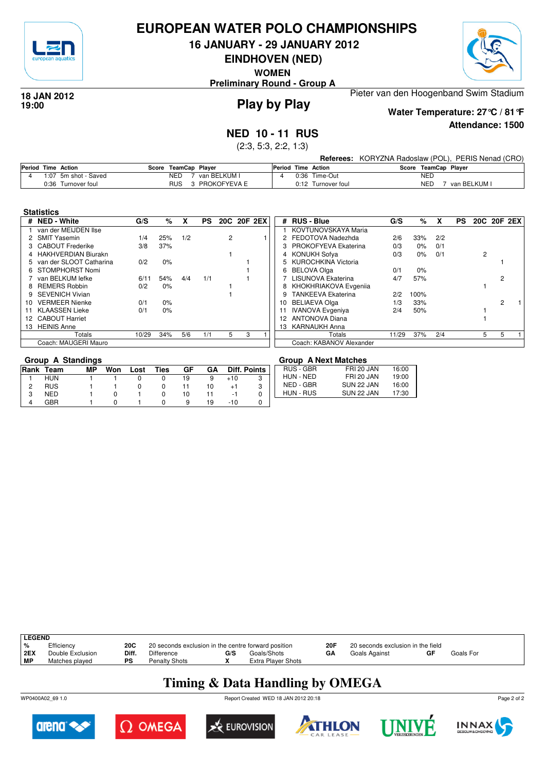# EUROPEAN WATER POLO CHAMPIONSHIPS

## 16 JANUARY - 29 JANUARY 2012

## EINDHOVEN (NED)

**WOMEN**

**Preliminary Round - Group A**

**18 JAN 2012**
**19:00**

## Play by Play

Pieter van den Hoogenband Swim Stadium

**Water Temperature: 27°C / 81°F**

**Attendance: 1500**

## NED 10 - 11 RUS

(2:3, 5:3, 2:2, 1:3)

**Referees:** KORYZNA Radoslaw (POL), PERIS Nenad (CRO)

| Period | Time | Action | Score | TeamCap | Player | Period | Time | Action | Score | TeamCap | Player |
|---|---|---|---|---|---|---|---|---|---|---|---|
| 4 | 1:07 | 5m shot - Saved | | NED 7 | van BELKUM I | 4 | 0:36 | Time-Out | | NED | |
| | 0:36 | Turnover foul | | RUS 3 | PROKOFYEVA E | | 0:12 | Turnover foul | | NED 7 | van BELKUM I |

### Statistics

| # | NED - White | G/S | % | X | PS | 20C | 20F | 2EX |
|---|---|---|---|---|---|---|---|---|
| 1 | van der MEIJDEN Ilse | | | | | | | |
| 2 | SMIT Yasemin | 1/4 | 25% | 1/2 | | 2 | | 1 |
| 3 | CABOUT Frederike | 3/8 | 37% | | | | | |
| 4 | HAKHVERDIAN Biurakn | | | | | 1 | | |
| 5 | van der SLOOT Catharina | 0/2 | 0% | | | | 1 | |
| 6 | STOMPHORST Nomi | | | | | | 1 | |
| 7 | van BELKUM Iefke | 6/11 | 54% | 4/4 | 1/1 | | 1 | |
| 8 | REMERS Robbin | 0/2 | 0% | | | 1 | | |
| 9 | SEVENICH Vivian | | | | | 1 | | |
| 10 | VERMEER Nienke | 0/1 | 0% | | | | | |
| 11 | KLAASSEN Lieke | 0/1 | 0% | | | | | |
| 12 | CABOUT Harriet | | | | | | | |
| 13 | HEINIS Anne | | | | | | | |
| | Totals | 10/29 | 34% | 5/6 | 1/1 | 5 | 3 | 1 |
| | Coach: MAUGERI Mauro | | | | | | | |

| # | RUS - Blue | G/S | % | X | PS | 20C | 20F | 2EX |
|---|---|---|---|---|---|---|---|---|
| 1 | KOVTUNOVSKAYA Maria | | | | | | | |
| 2 | FEDOTOVA Nadezhda | 2/6 | 33% | 2/2 | | | | |
| 3 | PROKOFYEVA Ekaterina | 0/3 | 0% | 0/1 | | | | |
| 4 | KONUKH Sofya | 0/3 | 0% | 0/1 | | 2 | | |
| 5 | KUROCHKINA Victoria | | | | | | 1 | |
| 6 | BELOVA Olga | 0/1 | 0% | | | | | |
| 7 | LISUNOVA Ekaterina | 4/7 | 57% | | | | 2 | |
| 8 | KHOKHRIAKOVA Evgeniia | | | | | 1 | | |
| 9 | TANKEEVA Ekaterina | 2/2 | 100% | | | | | |
| 10 | BELIAEVA Olga | 1/3 | 33% | | | | 2 | 1 |
| 11 | IVANOVA Evgeniya | 2/4 | 50% | | | 1 | | |
| 12 | ANTONOVA Diana | | | | | 1 | | |
| 13 | KARNAUKH Anna | | | | | | | |
| | Totals | 11/29 | 37% | 2/4 | | 5 | 5 | 1 |
| | Coach: KABANOV Alexander | | | | | | | |

### Group A Standings

| Rank | Team | MP | Won | Lost | Ties | GF | GA | Diff. | Points |
|---|---|---|---|---|---|---|---|---|---|
| 1 | HUN | 1 | 1 | 0 | 0 | 19 | 9 | +10 | 3 |
| 2 | RUS | 1 | 1 | 0 | 0 | 11 | 10 | +1 | 3 |
| 3 | NED | 1 | 0 | 1 | 0 | 10 | 11 | -1 | 0 |
| 4 | GBR | 1 | 0 | 1 | 0 | 9 | 19 | -10 | 0 |

### Group A Next Matches

| | | |
|---|---|---|
| RUS - GBR | FRI 20 JAN | 16:00 |
| HUN - NED | FRI 20 JAN | 19:00 |
| NED - GBR | SUN 22 JAN | 16:00 |
| HUN - RUS | SUN 22 JAN | 17:30 |

**LEGEND**

| | | | | | | | |
|---|---|---|---|---|---|---|---|
| % | Efficiency | 20C | 20 seconds exclusion in the centre forward position | 20F | 20 seconds exclusion in the field | | |
| 2EX | Double Exclusion | Diff. | Difference | G/S | Goals/Shots | GA | Goals Against |
| GF | Goals For | MP | Matches played | PS | Penalty Shots | X | Extra Player Shots |

## Timing & Data Handling by OMEGA

WP0400A02_69 1.0 Report Created WED 18 JAN 2012 20:18